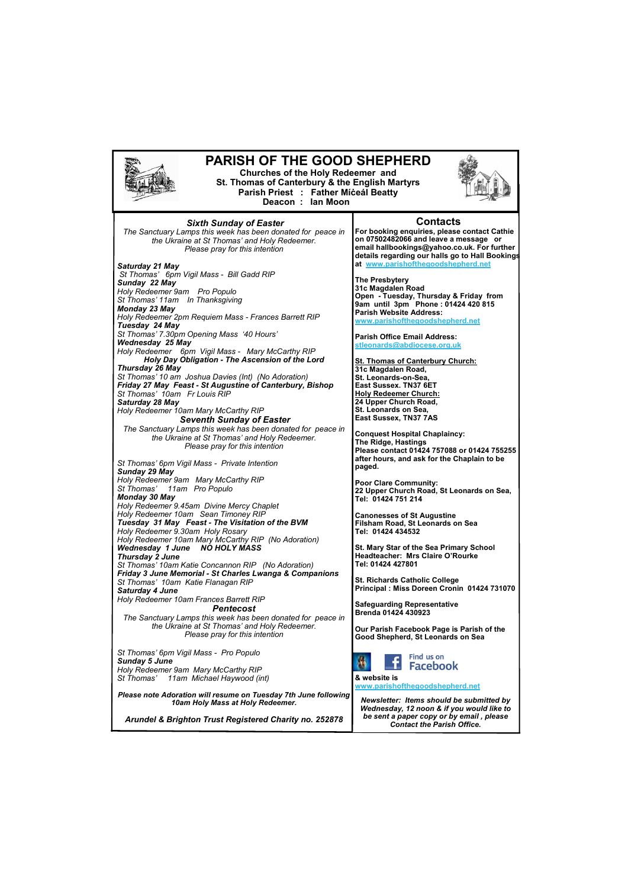# PARISH OF THE GOOD SHEPHERD

**Churches of the Holy Redeemer and**
**St. Thomas of Canterbury & the English Martyrs**
**Parish Priest : Father Míceál Beatty**
**Deacon : Ian Moon**

### *Sixth Sunday of Easter*

*The Sanctuary Lamps this week has been donated for peace in the Ukraine at St Thomas' and Holy Redeemer. Please pray for this intention*

***Saturday 21 May***
*St Thomas' 6pm Vigil Mass - Bill Gadd RIP*
***Sunday 22 May***
*Holy Redeemer 9am Pro Populo*
*St Thomas' 11am In Thanksgiving*
***Monday 23 May***
*Holy Redeemer 2pm Requiem Mass - Frances Barrett RIP*
***Tuesday 24 May***
*St Thomas' 7.30pm Opening Mass '40 Hours'*
***Wednesday 25 May***
*Holy Redeemer 6pm Vigil Mass - Mary McCarthy RIP*
***Holy Day Obligation - The Ascension of the Lord***
***Thursday 26 May***
*St Thomas' 10 am Joshua Davies (Int) (No Adoration)*
***Friday 27 May Feast - St Augustine of Canterbury, Bishop***
*St Thomas' 10am Fr Louis RIP*
***Saturday 28 May***
*Holy Redeemer 10am Mary McCarthy RIP*

### *Seventh Sunday of Easter*

*The Sanctuary Lamps this week has been donated for peace in the Ukraine at St Thomas' and Holy Redeemer. Please pray for this intention*

*St Thomas' 6pm Vigil Mass - Private Intention*
***Sunday 29 May***
*Holy Redeemer 9am Mary McCarthy RIP*
*St Thomas' 11am Pro Populo*
***Monday 30 May***
*Holy Redeemer 9.45am Divine Mercy Chaplet*
*Holy Redeemer 10am Sean Timoney RIP*
***Tuesday 31 May Feast - The Visitation of the BVM***
*Holy Redeemer 9.30am Holy Rosary*
*Holy Redeemer 10am Mary McCarthy RIP (No Adoration)*
***Wednesday 1 June NO HOLY MASS***
***Thursday 2 June***
*St Thomas' 10am Katie Concannon RIP (No Adoration)*
***Friday 3 June Memorial - St Charles Lwanga & Companions***
*St Thomas' 10am Katie Flanagan RIP*
***Saturday 4 June***
*Holy Redeemer 10am Frances Barrett RIP*

### *Pentecost*

*The Sanctuary Lamps this week has been donated for peace in the Ukraine at St Thomas' and Holy Redeemer. Please pray for this intention*

*St Thomas' 6pm Vigil Mass - Pro Populo*
***Sunday 5 June***
*Holy Redeemer 9am Mary McCarthy RIP*
*St Thomas' 11am Michael Haywood (int)*

***Please note Adoration will resume on Tuesday 7th June following 10am Holy Mass at Holy Redeemer.***

***Arundel & Brighton Trust Registered Charity no. 252878***

## Contacts

**For booking enquiries, please contact Cathie on 07502482066 and leave a message or email hallbookings@yahoo.co.uk. For further details regarding our halls go to Hall Bookings at www.parishofthegoodshepherd.net**

**The Presbytery**
**31c Magdalen Road**
**Open - Tuesday, Thursday & Friday from 9am until 3pm Phone : 01424 420 815**
**Parish Website Address:**
**www.parishofthegoodshepherd.net**

**Parish Office Email Address:**
**stleonards@abdiocese.org.uk**

**St. Thomas of Canterbury Church:**
**31c Magdalen Road,**
**St. Leonards-on-Sea,**
**East Sussex. TN37 6ET**
**Holy Redeemer Church:**
**24 Upper Church Road,**
**St. Leonards on Sea,**
**East Sussex, TN37 7AS**

**Conquest Hospital Chaplaincy:**
**The Ridge, Hastings**
**Please contact 01424 757088 or 01424 755255 after hours, and ask for the Chaplain to be paged.**

**Poor Clare Community:**
**22 Upper Church Road, St Leonards on Sea,**
**Tel: 01424 751 214**

**Canonesses of St Augustine**
**Filsham Road, St Leonards on Sea**
**Tel: 01424 434532**

**St. Mary Star of the Sea Primary School**
**Headteacher: Mrs Claire O'Rourke**
**Tel: 01424 427801**

**St. Richards Catholic College**
**Principal : Miss Doreen Cronin 01424 731070**

**Safeguarding Representative**
**Brenda 01424 430923**

**Our Parish Facebook Page is Parish of the Good Shepherd, St Leonards on Sea**

Find us on Facebook

**& website is**
**www.parishofthegoodshepherd.net**

***Newsletter: Items should be submitted by Wednesday, 12 noon & if you would like to be sent a paper copy or by email , please Contact the Parish Office.***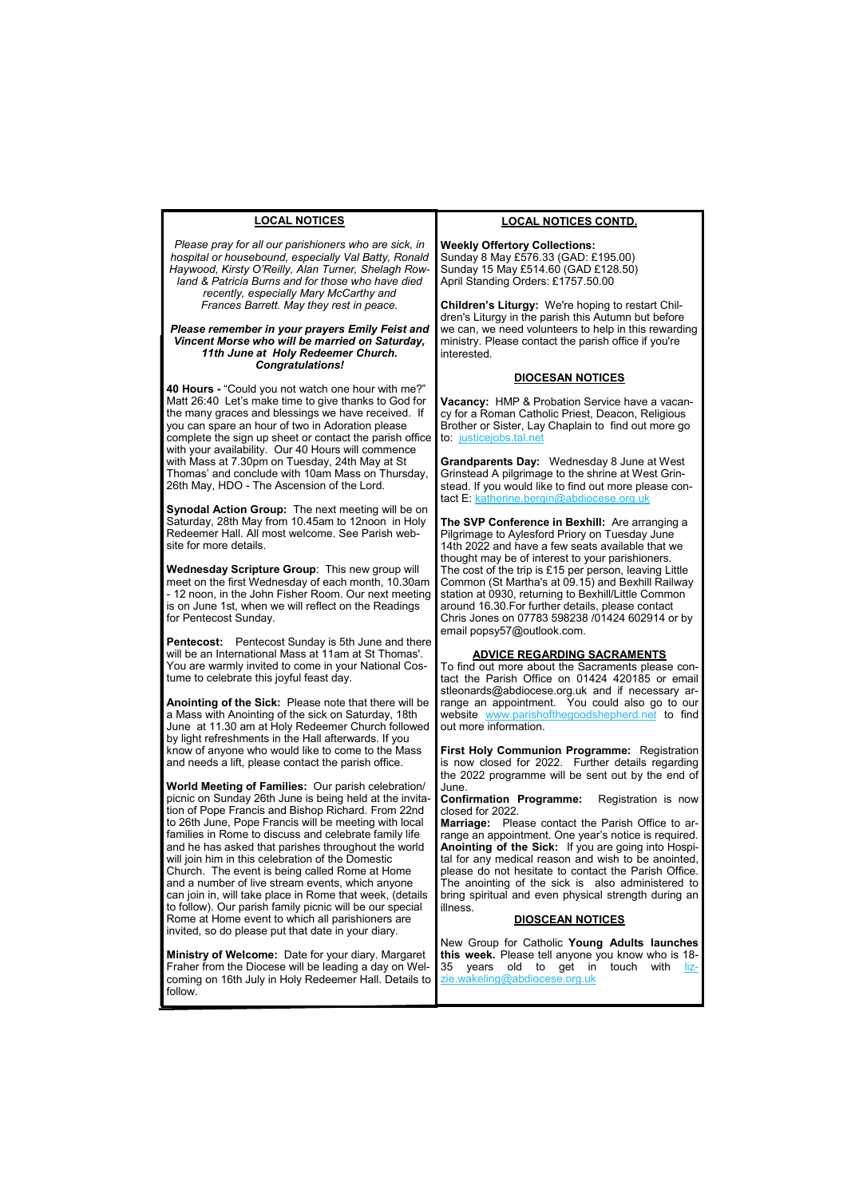## LOCAL NOTICES

*Please pray for all our parishioners who are sick, in hospital or housebound, especially Val Batty, Ronald Haywood, Kirsty O'Reilly, Alan Turner, Shelagh Rowland & Patricia Burns and for those who have died recently, especially Mary McCarthy and Frances Barrett. May they rest in peace.*

***Please remember in your prayers Emily Feist and Vincent Morse who will be married on Saturday, 11th June at Holy Redeemer Church. Congratulations!***

**40 Hours -** "Could you not watch one hour with me?" Matt 26:40 Let's make time to give thanks to God for the many graces and blessings we have received. If you can spare an hour of two in Adoration please complete the sign up sheet or contact the parish office with your availability. Our 40 Hours will commence with Mass at 7.30pm on Tuesday, 24th May at St Thomas' and conclude with 10am Mass on Thursday, 26th May, HDO - The Ascension of the Lord.

**Synodal Action Group:** The next meeting will be on Saturday, 28th May from 10.45am to 12noon in Holy Redeemer Hall. All most welcome. See Parish website for more details.

**Wednesday Scripture Group**: This new group will meet on the first Wednesday of each month, 10.30am - 12 noon, in the John Fisher Room. Our next meeting is on June 1st, when we will reflect on the Readings for Pentecost Sunday.

**Pentecost:** Pentecost Sunday is 5th June and there will be an International Mass at 11am at St Thomas'. You are warmly invited to come in your National Costume to celebrate this joyful feast day.

**Anointing of the Sick:** Please note that there will be a Mass with Anointing of the sick on Saturday, 18th June at 11.30 am at Holy Redeemer Church followed by light refreshments in the Hall afterwards. If you know of anyone who would like to come to the Mass and needs a lift, please contact the parish office.

**World Meeting of Families:** Our parish celebration/ picnic on Sunday 26th June is being held at the invitation of Pope Francis and Bishop Richard. From 22nd to 26th June, Pope Francis will be meeting with local families in Rome to discuss and celebrate family life and he has asked that parishes throughout the world will join him in this celebration of the Domestic Church. The event is being called Rome at Home and a number of live stream events, which anyone can join in, will take place in Rome that week, (details to follow). Our parish family picnic will be our special Rome at Home event to which all parishioners are invited, so do please put that date in your diary.

**Ministry of Welcome:** Date for your diary. Margaret Fraher from the Diocese will be leading a day on Welcoming on 16th July in Holy Redeemer Hall. Details to follow.

## LOCAL NOTICES CONTD.

**Weekly Offertory Collections:**
Sunday 8 May £576.33 (GAD: £195.00)
Sunday 15 May £514.60 (GAD £128.50)
April Standing Orders: £1757.50.00

**Children's Liturgy:** We're hoping to restart Children's Liturgy in the parish this Autumn but before we can, we need volunteers to help in this rewarding ministry. Please contact the parish office if you're interested.

## DIOCESAN NOTICES

**Vacancy:** HMP & Probation Service have a vacancy for a Roman Catholic Priest, Deacon, Religious Brother or Sister, Lay Chaplain to find out more go to: justicejobs.tal.net

**Grandparents Day:** Wednesday 8 June at West Grinstead A pilgrimage to the shrine at West Grinstead. If you would like to find out more please contact E: katherine.bergin@abdiocese.org.uk

**The SVP Conference in Bexhill:** Are arranging a Pilgrimage to Aylesford Priory on Tuesday June 14th 2022 and have a few seats available that we thought may be of interest to your parishioners. The cost of the trip is £15 per person, leaving Little Common (St Martha's at 09.15) and Bexhill Railway station at 0930, returning to Bexhill/Little Common around 16.30.For further details, please contact Chris Jones on 07783 598238 /01424 602914 or by email popsy57@outlook.com.

## ADVICE REGARDING SACRAMENTS

To find out more about the Sacraments please contact the Parish Office on 01424 420185 or email stleonards@abdiocese.org.uk and if necessary arrange an appointment. You could also go to our website www.parishofthegoodshepherd.net to find out more information.

**First Holy Communion Programme:** Registration is now closed for 2022. Further details regarding the 2022 programme will be sent out by the end of June.

**Confirmation Programme:** Registration is now closed for 2022.

**Marriage:** Please contact the Parish Office to arrange an appointment. One year's notice is required.

**Anointing of the Sick:** If you are going into Hospital for any medical reason and wish to be anointed, please do not hesitate to contact the Parish Office. The anointing of the sick is also administered to bring spiritual and even physical strength during an illness.

## DIOSCEAN NOTICES

New Group for Catholic **Young Adults launches this week.** Please tell anyone you know who is 18-35 years old to get in touch with lizzie.wakeling@abdiocese.org.uk